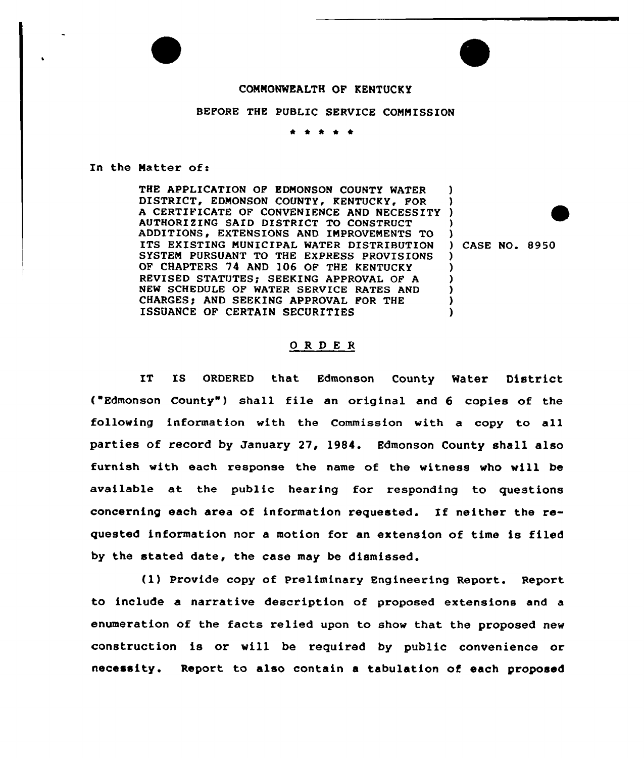COMMONWEALTH OF KENTUCKY

BEFORE THE PUBLIC SERVICE COMMISSION

\* \* \* \* \*

In the Matter of:

| | |
|---|---|
| THE APPLICATION OF EDMONSON COUNTY WATER DISTRICT, EDMONSON COUNTY, KENTUCKY, FOR A CERTIFICATE OF CONVENIENCE AND NECESSITY AUTHORIZING SAID DISTRICT TO CONSTRUCT ADDITIONS, EXTENSIONS AND IMPROVEMENTS TO ITS EXISTING MUNICIPAL WATER DISTRIBUTION SYSTEM PURSUANT TO THE EXPRESS PROVISIONS OF CHAPTERS 74 AND 106 OF THE KENTUCKY REVISED STATUTES; SEEKING APPROVAL OF A NEW SCHEDULE OF WATER SERVICE RATES AND CHARGES; AND SEEKING APPROVAL FOR THE ISSUANCE OF CERTAIN SECURITIES | CASE NO. 8950 |

## O R D E R

IT IS ORDERED that Edmonson County Water District ("Edmonson County") shall file an original and 6 copies of the following information with the Commission with a copy to all parties of record by January 27, 1984. Edmonson County shall also furnish with each response the name of the witness who will be available at the public hearing for responding to questions concerning each area of information requested. If neither the requested information nor a motion for an extension of time is filed by the stated date, the case may be dismissed.

(1) Provide copy of Preliminary Engineering Report. Report to include a narrative description of proposed extensions and a enumeration of the facts relied upon to show that the proposed new construction is or will be required by public convenience or necessity. Report to also contain a tabulation of each proposed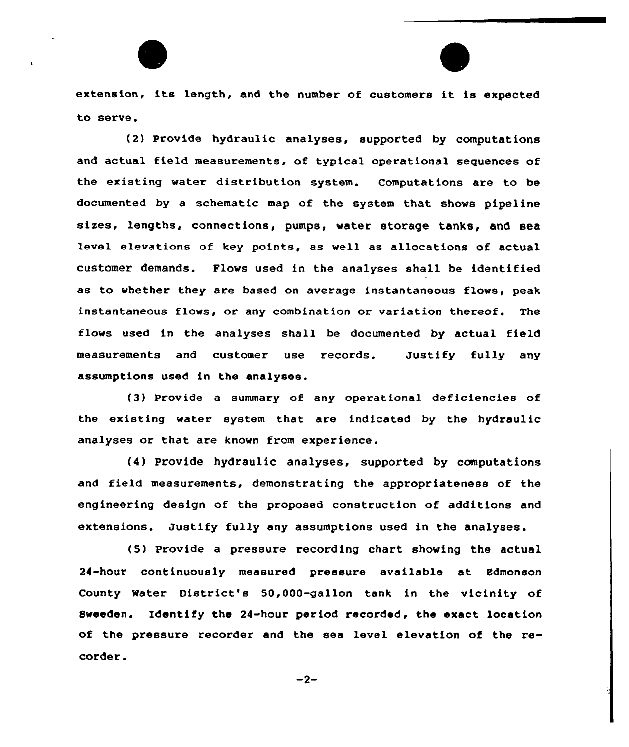extension, its length, and the number of customers it is expected to serve.

(2) Provide hydraulic analyses, supported by computations and actual field measurements, of typical operational sequences of the existing water distribution system. Computations are to be documented by a schematic map of the system that shows pipeline sizes, lengths, connections, pumps, water storage tanks, and sea level elevations of key points, as well as allocations of actual customer demands. Flows used in the analyses shall be identified as to whether they are based on average instantaneous flows, peak instantaneous flows, or any combination or variation thereof. The flows used in the analyses shall be documented by actual field measurements and customer use records. Justify fully any assumptions used in the analyses.

(3) Provide a summary of any operational deficiencies of the existing water system that are indicated by the hydraulic analyses or that are known from experience.

(4) Provide hydraulic analyses, supported by computations and field measurements, demonstrating the appropriateness of the engineering design of the proposed construction of additions and extensions. Justify fully any assumptions used in the analyses.

(5) Provide a pressure recording chart showing the actual 24-hour continuously measured pressure available at Edmonson County Water District's 50,000-gallon tank in the vicinity of Sweeden. Identify the 24-hour period recorded, the exact location of the pressure recorder and the sea level elevation of the recorder.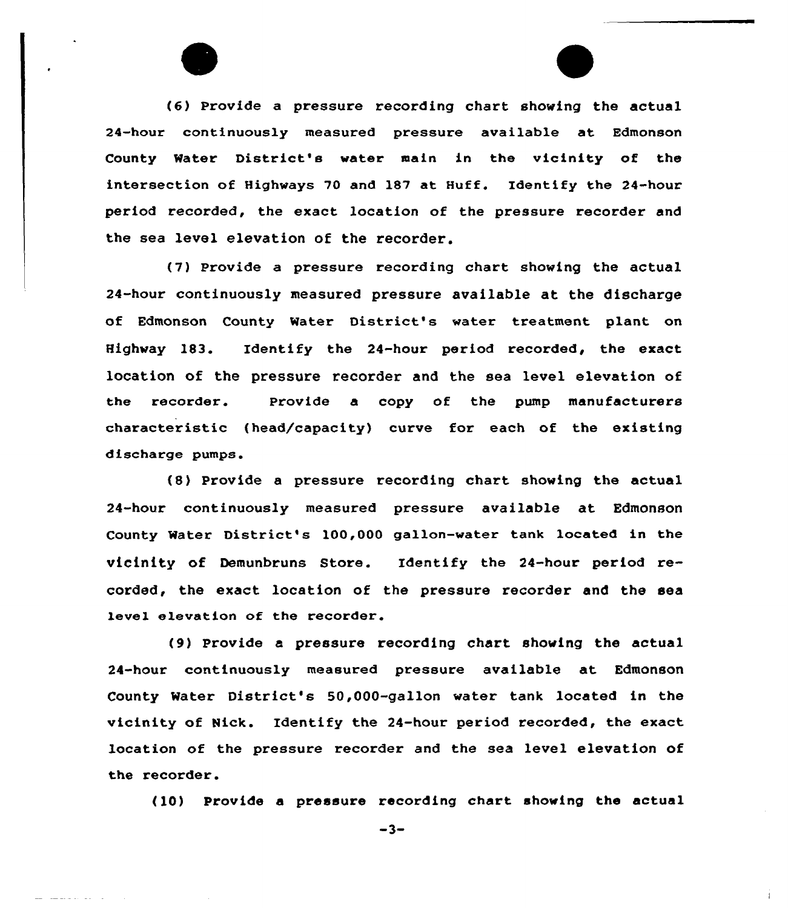(6) Provide a pressure recording chart showing the actual 24-hour continuously measured pressure available at Edmonson County Water District's water main in the vicinity of the intersection of Highways 70 and 187 at Huff. Identify the 24-hour period recorded, the exact location of the pressure recorder and the sea level elevation of the recorder.

(7) Provide a pressure recording chart showing the actual 24-hour continuously measured pressure available at the discharge of Edmonson County Water District's water treatment plant on Highway 183. Identify the 24-hour period recorded, the exact location of the pressure recorder and the sea level elevation of the recorder. Provide a copy of the pump manufacturers characteristic (head/capacity) curve for each of the existing discharge pumps.

(8) Provide a pressure recording chart showing the actual 24-hour continuously measured pressure available at Edmonson County Water District's 100,000 gallon-water tank located in the vicinity of Demunbruns Store. Identify the 24-hour period recorded, the exact location of the pressure recorder and the sea level elevation of the recorder.

(9) Provide a pressure recording chart showing the actual 24-hour continuously measured pressure available at Edmonson County Water District's 50,000-gallon water tank located in the vicinity of Nick. Identify the 24-hour period recorded, the exact location of the pressure recorder and the sea level elevation of the recorder.

(10) Provide a pressure recording chart showing the actual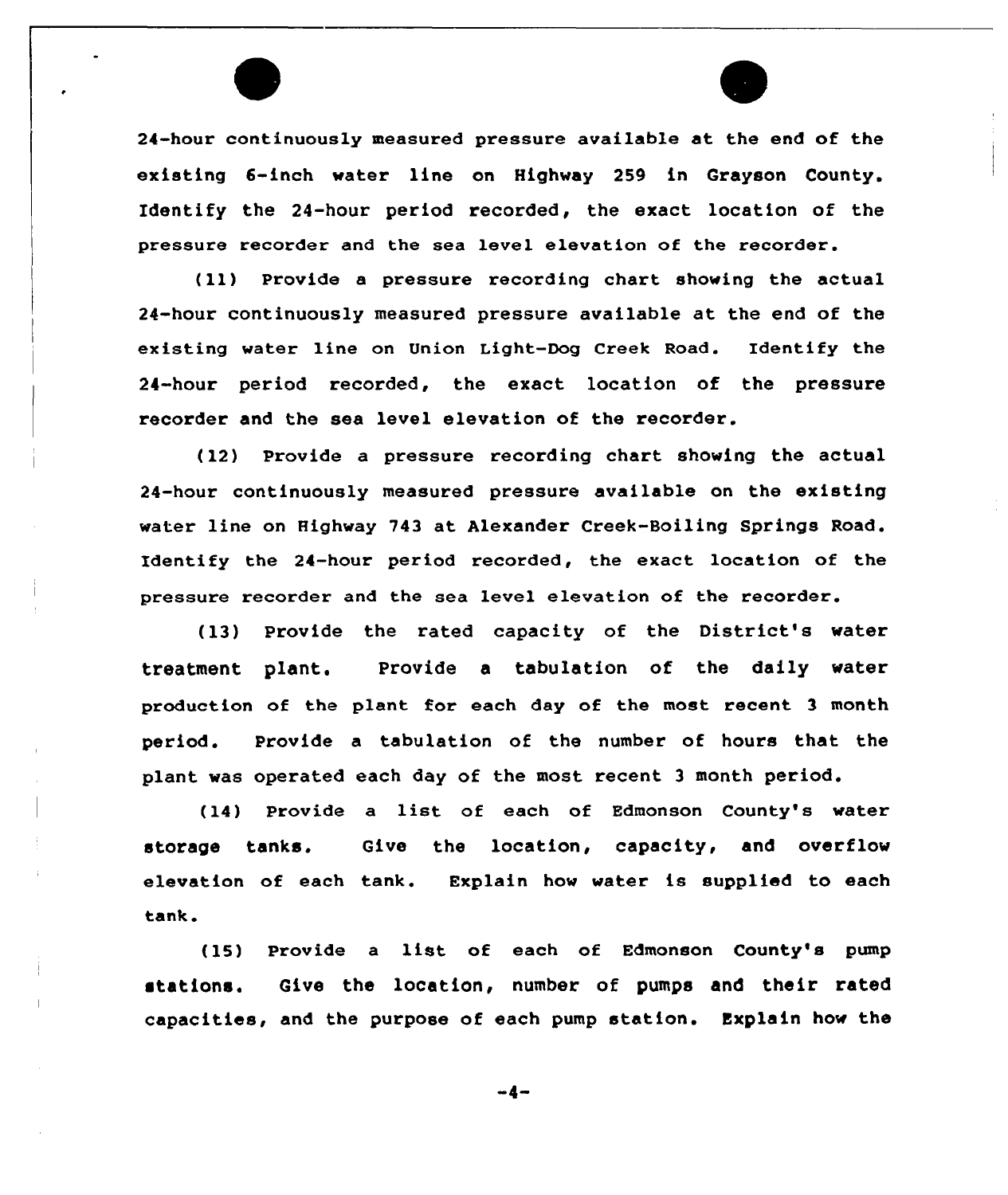24-hour continuously measured pressure available at the end of the existing 6-inch water line on Highway 259 in Grayson County. Identify the 24-hour period recorded, the exact location of the pressure recorder and the sea level elevation of the recorder.

(11) Provide a pressure recording chart showing the actual 24-hour continuously measured pressure available at the end of the existing water line on Union Light-Dog Creek Road. Identify the 24-hour period recorded, the exact location of the pressure recorder and the sea level elevation of the recorder.

(12) Provide a pressure recording chart showing the actual 24-hour continuously measured pressure available on the existing water line on Highway 743 at Alexander Creek-Boiling Springs Road. Identify the 24-hour period recorded, the exact location of the pressure recorder and the sea level elevation of the recorder.

(13) Provide the rated capacity of the District's water treatment plant. Provide a tabulation of the daily water production of the plant for each day of the most recent 3 month period. Provide a tabulation of the number of hours that the plant was operated each day of the most recent 3 month period.

(14) Provide a list of each of Edmonson County's water storage tanks. Give the location, capacity, and overflow elevation of each tank. Explain how water is supplied to each tank.

(15) Provide a list of each of Edmonson County's pump stations. Give the location, number of pumps and their rated capacities, and the purpose of each pump station. Explain how the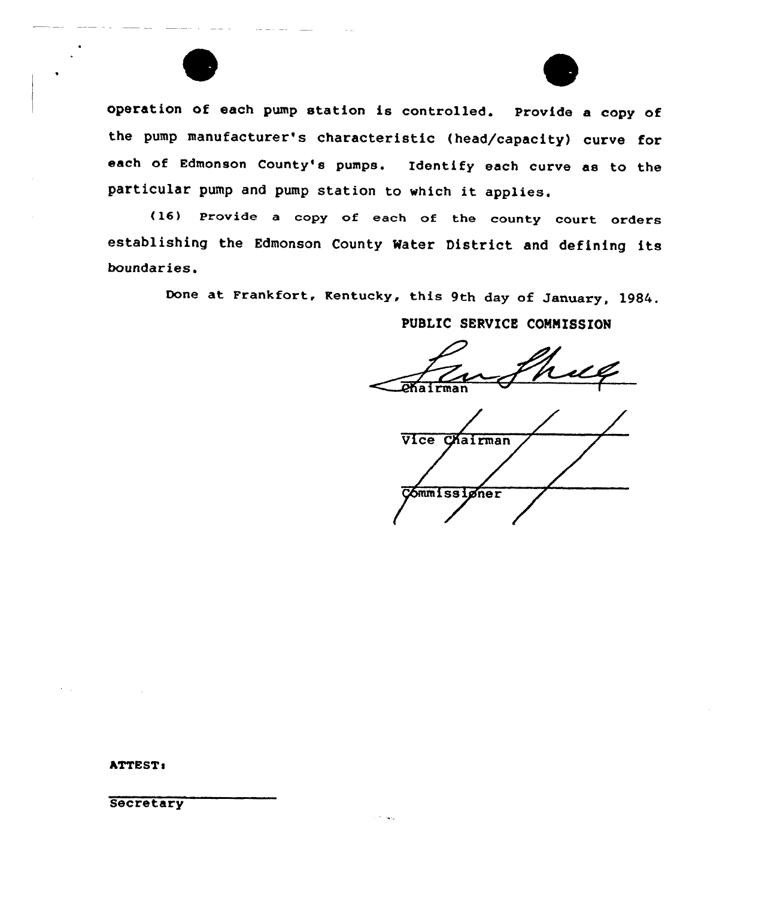operation of each pump station is controlled. Provide a copy of the pump manufacturer's characteristic (head/capacity) curve for each of Edmonson County's pumps. Identify each curve as to the particular pump and pump station to which it applies.

(16) Provide a copy of each of the county court orders establishing the Edmonson County Water District and defining its boundaries.

Done at Frankfort, Kentucky, this 9th day of January, 1984.

PUBLIC SERVICE COMMISSION

Chairman

Vice Chairman

Commissioner

ATTEST:

Secretary